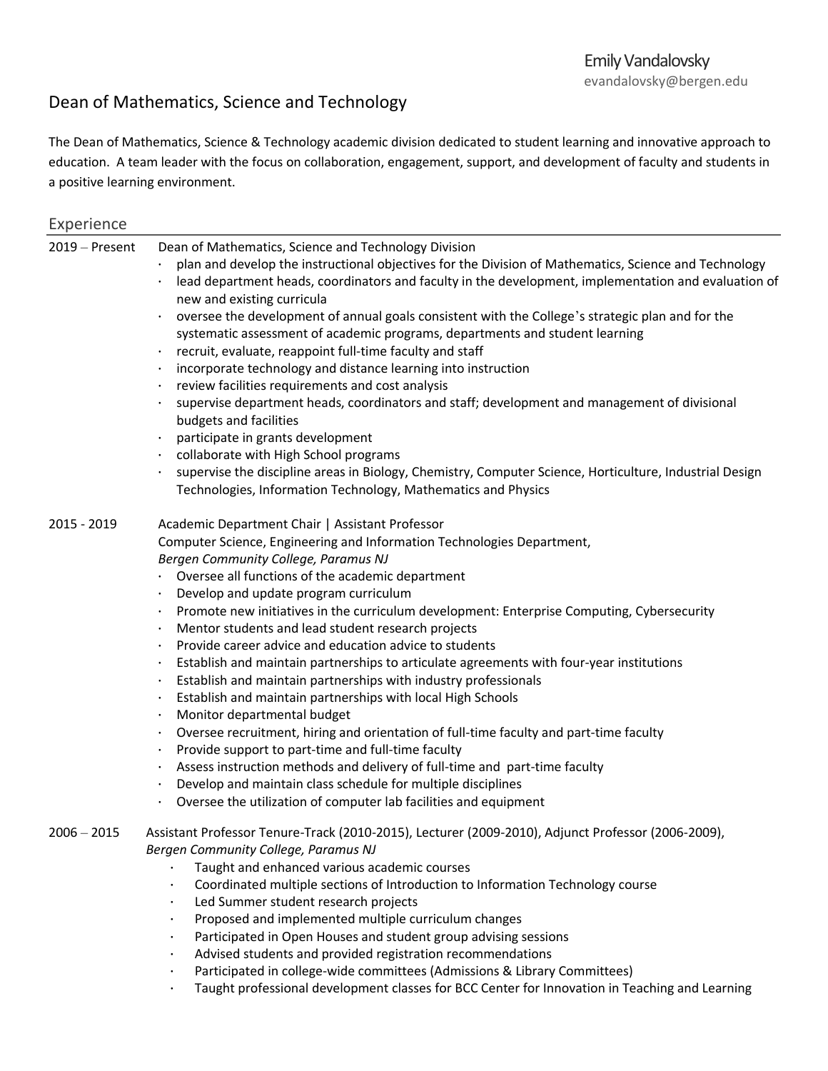Emily Vandalovsky
evandalovsky@bergen.edu

# Dean of Mathematics, Science and Technology

The Dean of Mathematics, Science & Technology academic division dedicated to student learning and innovative approach to education. A team leader with the focus on collaboration, engagement, support, and development of faculty and students in a positive learning environment.

## Experience

**2019 – Present** Dean of Mathematics, Science and Technology Division

- plan and develop the instructional objectives for the Division of Mathematics, Science and Technology
- lead department heads, coordinators and faculty in the development, implementation and evaluation of new and existing curricula
- oversee the development of annual goals consistent with the College's strategic plan and for the systematic assessment of academic programs, departments and student learning
- recruit, evaluate, reappoint full-time faculty and staff
- incorporate technology and distance learning into instruction
- review facilities requirements and cost analysis
- supervise department heads, coordinators and staff; development and management of divisional budgets and facilities
- participate in grants development
- collaborate with High School programs
- supervise the discipline areas in Biology, Chemistry, Computer Science, Horticulture, Industrial Design Technologies, Information Technology, Mathematics and Physics

**2015 - 2019** Academic Department Chair | Assistant Professor
Computer Science, Engineering and Information Technologies Department,
*Bergen Community College, Paramus NJ*

- Oversee all functions of the academic department
- Develop and update program curriculum
- Promote new initiatives in the curriculum development: Enterprise Computing, Cybersecurity
- Mentor students and lead student research projects
- Provide career advice and education advice to students
- Establish and maintain partnerships to articulate agreements with four-year institutions
- Establish and maintain partnerships with industry professionals
- Establish and maintain partnerships with local High Schools
- Monitor departmental budget
- Oversee recruitment, hiring and orientation of full-time faculty and part-time faculty
- Provide support to part-time and full-time faculty
- Assess instruction methods and delivery of full-time and part-time faculty
- Develop and maintain class schedule for multiple disciplines
- Oversee the utilization of computer lab facilities and equipment

**2006 – 2015** Assistant Professor Tenure-Track (2010-2015), Lecturer (2009-2010), Adjunct Professor (2006-2009),
*Bergen Community College, Paramus NJ*

- Taught and enhanced various academic courses
- Coordinated multiple sections of Introduction to Information Technology course
- Led Summer student research projects
- Proposed and implemented multiple curriculum changes
- Participated in Open Houses and student group advising sessions
- Advised students and provided registration recommendations
- Participated in college-wide committees (Admissions & Library Committees)
- Taught professional development classes for BCC Center for Innovation in Teaching and Learning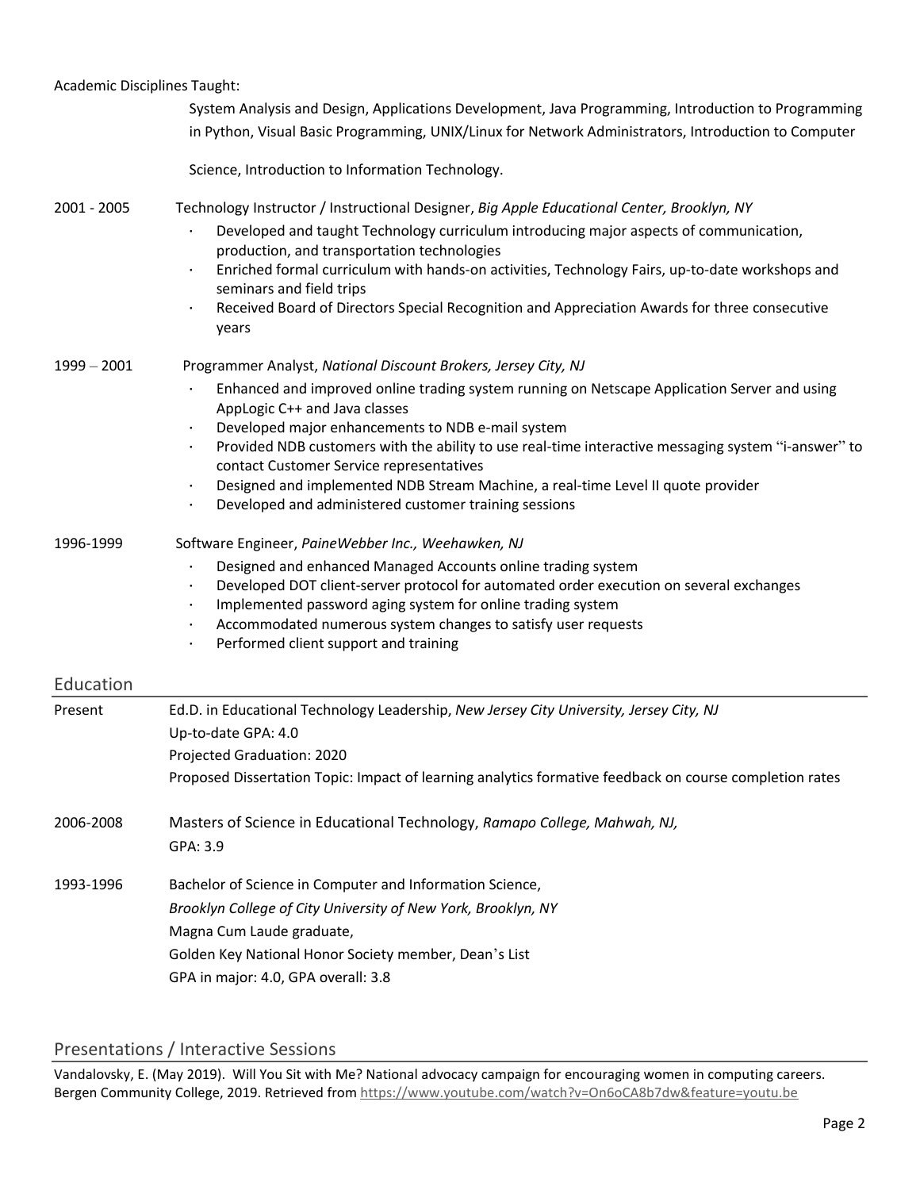Academic Disciplines Taught:

System Analysis and Design, Applications Development, Java Programming, Introduction to Programming in Python, Visual Basic Programming, UNIX/Linux for Network Administrators, Introduction to Computer Science, Introduction to Information Technology.

2001 - 2005 Technology Instructor / Instructional Designer, *Big Apple Educational Center, Brooklyn, NY*

- Developed and taught Technology curriculum introducing major aspects of communication, production, and transportation technologies
- Enriched formal curriculum with hands-on activities, Technology Fairs, up-to-date workshops and seminars and field trips
- Received Board of Directors Special Recognition and Appreciation Awards for three consecutive years

1999 – 2001 Programmer Analyst, *National Discount Brokers, Jersey City, NJ*

- Enhanced and improved online trading system running on Netscape Application Server and using AppLogic C++ and Java classes
- Developed major enhancements to NDB e-mail system
- Provided NDB customers with the ability to use real-time interactive messaging system "i-answer" to contact Customer Service representatives
- Designed and implemented NDB Stream Machine, a real-time Level II quote provider
- Developed and administered customer training sessions

1996-1999 Software Engineer, *PaineWebber Inc., Weehawken, NJ*

- Designed and enhanced Managed Accounts online trading system
- Developed DOT client-server protocol for automated order execution on several exchanges
- Implemented password aging system for online trading system
- Accommodated numerous system changes to satisfy user requests
- Performed client support and training

## Education

Present Ed.D. in Educational Technology Leadership, *New Jersey City University, Jersey City, NJ*
Up-to-date GPA: 4.0
Projected Graduation: 2020
Proposed Dissertation Topic: Impact of learning analytics formative feedback on course completion rates

2006-2008 Masters of Science in Educational Technology, *Ramapo College, Mahwah, NJ,*
GPA: 3.9

1993-1996 Bachelor of Science in Computer and Information Science,
*Brooklyn College of City University of New York, Brooklyn, NY*
Magna Cum Laude graduate,
Golden Key National Honor Society member, Dean's List
GPA in major: 4.0, GPA overall: 3.8

## Presentations / Interactive Sessions

Vandalovsky, E. (May 2019). Will You Sit with Me? National advocacy campaign for encouraging women in computing careers. Bergen Community College, 2019. Retrieved from https://www.youtube.com/watch?v=On6oCA8b7dw&feature=youtu.be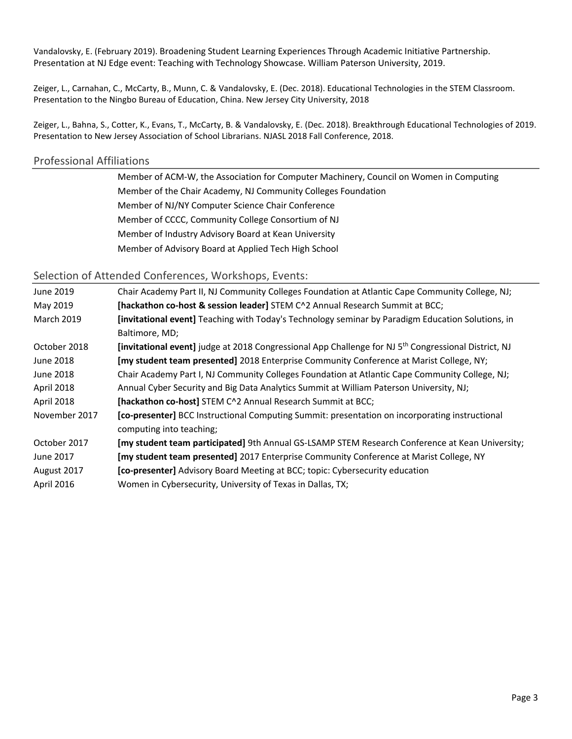Vandalovsky, E. (February 2019). Broadening Student Learning Experiences Through Academic Initiative Partnership. Presentation at NJ Edge event: Teaching with Technology Showcase. William Paterson University, 2019.

Zeiger, L., Carnahan, C., McCarty, B., Munn, C. & Vandalovsky, E. (Dec. 2018). Educational Technologies in the STEM Classroom. Presentation to the Ningbo Bureau of Education, China. New Jersey City University, 2018

Zeiger, L., Bahna, S., Cotter, K., Evans, T., McCarty, B. & Vandalovsky, E. (Dec. 2018). Breakthrough Educational Technologies of 2019. Presentation to New Jersey Association of School Librarians. NJASL 2018 Fall Conference, 2018.

## Professional Affiliations

- Member of ACM-W, the Association for Computer Machinery, Council on Women in Computing
- Member of the Chair Academy, NJ Community Colleges Foundation
- Member of NJ/NY Computer Science Chair Conference
- Member of CCCC, Community College Consortium of NJ
- Member of Industry Advisory Board at Kean University
- Member of Advisory Board at Applied Tech High School

## Selection of Attended Conferences, Workshops, Events:

| | |
|---|---|
| June 2019 | Chair Academy Part II, NJ Community Colleges Foundation at Atlantic Cape Community College, NJ; |
| May 2019 | **[hackathon co-host & session leader]** STEM C^2 Annual Research Summit at BCC; |
| March 2019 | **[invitational event]** Teaching with Today's Technology seminar by Paradigm Education Solutions, in Baltimore, MD; |
| October 2018 | **[invitational event]** judge at 2018 Congressional App Challenge for NJ 5th Congressional District, NJ |
| June 2018 | **[my student team presented]** 2018 Enterprise Community Conference at Marist College, NY; |
| June 2018 | Chair Academy Part I, NJ Community Colleges Foundation at Atlantic Cape Community College, NJ; |
| April 2018 | Annual Cyber Security and Big Data Analytics Summit at William Paterson University, NJ; |
| April 2018 | **[hackathon co-host]** STEM C^2 Annual Research Summit at BCC; |
| November 2017 | **[co-presenter]** BCC Instructional Computing Summit: presentation on incorporating instructional computing into teaching; |
| October 2017 | **[my student team participated]** 9th Annual GS-LSAMP STEM Research Conference at Kean University; |
| June 2017 | **[my student team presented]** 2017 Enterprise Community Conference at Marist College, NY |
| August 2017 | **[co-presenter]** Advisory Board Meeting at BCC; topic: Cybersecurity education |
| April 2016 | Women in Cybersecurity, University of Texas in Dallas, TX; |